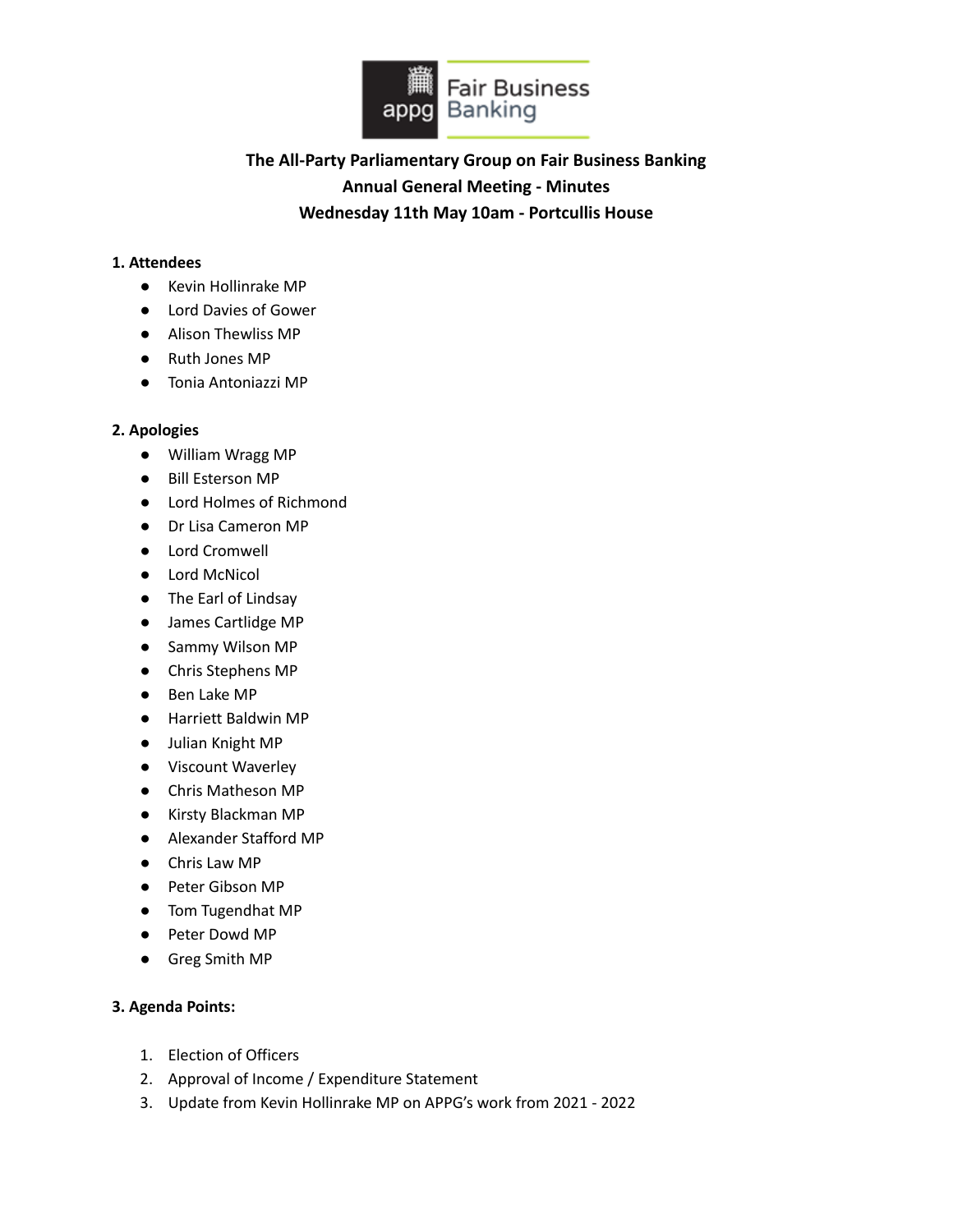# The All-Party Parliamentary Group on Fair Business Banking

## Annual General Meeting - Minutes

### Wednesday 11th May 10am - Portcullis House

**1. Attendees**

- Kevin Hollinrake MP
- Lord Davies of Gower
- Alison Thewliss MP
- Ruth Jones MP
- Tonia Antoniazzi MP

**2. Apologies**

- William Wragg MP
- Bill Esterson MP
- Lord Holmes of Richmond
- Dr Lisa Cameron MP
- Lord Cromwell
- Lord McNicol
- The Earl of Lindsay
- James Cartlidge MP
- Sammy Wilson MP
- Chris Stephens MP
- Ben Lake MP
- Harriett Baldwin MP
- Julian Knight MP
- Viscount Waverley
- Chris Matheson MP
- Kirsty Blackman MP
- Alexander Stafford MP
- Chris Law MP
- Peter Gibson MP
- Tom Tugendhat MP
- Peter Dowd MP
- Greg Smith MP

**3. Agenda Points:**

1. Election of Officers
2. Approval of Income / Expenditure Statement
3. Update from Kevin Hollinrake MP on APPG's work from 2021 - 2022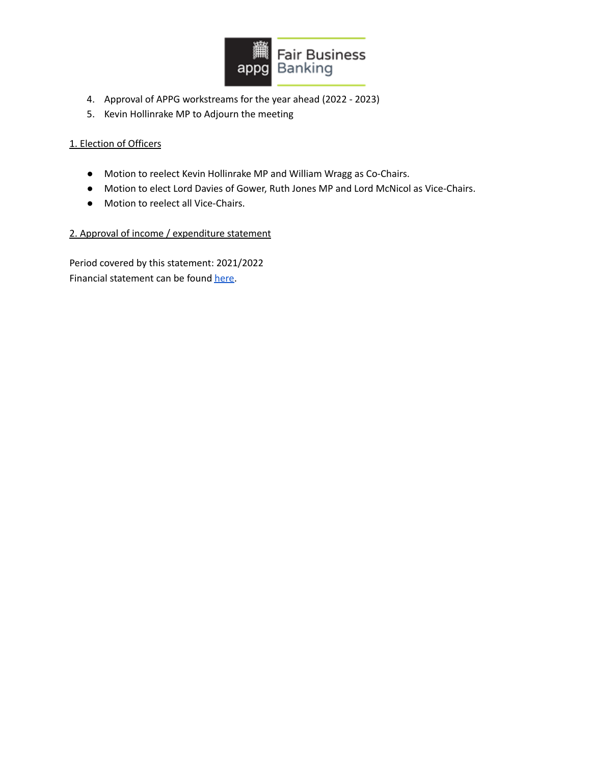4. Approval of APPG workstreams for the year ahead (2022 - 2023)
5. Kevin Hollinrake MP to Adjourn the meeting

## 1. Election of Officers

- Motion to reelect Kevin Hollinrake MP and William Wragg as Co-Chairs.
- Motion to elect Lord Davies of Gower, Ruth Jones MP and Lord McNicol as Vice-Chairs.
- Motion to reelect all Vice-Chairs.

## 2. Approval of income / expenditure statement

Period covered by this statement: 2021/2022
Financial statement can be found here.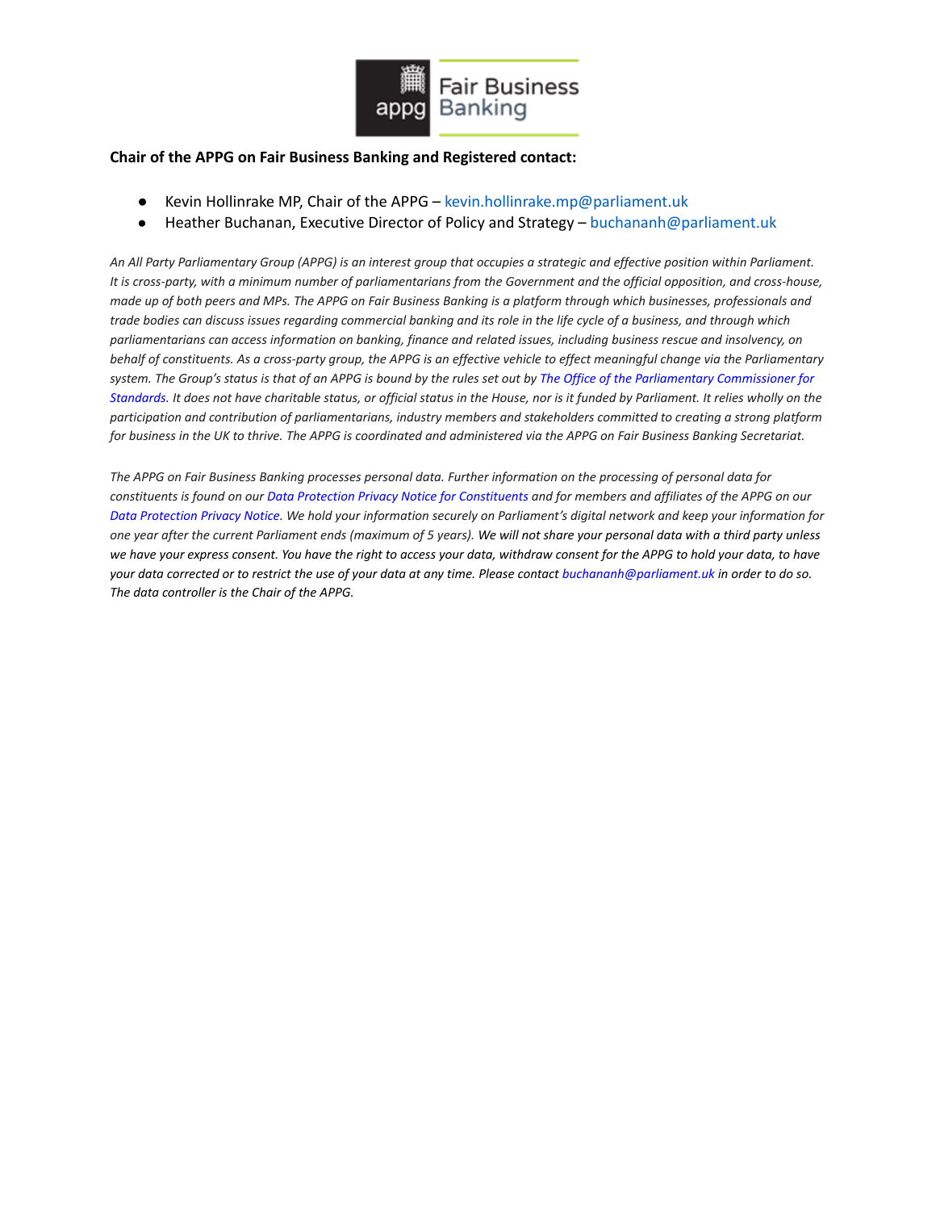**Chair of the APPG on Fair Business Banking and Registered contact:**

- Kevin Hollinrake MP, Chair of the APPG – kevin.hollinrake.mp@parliament.uk
- Heather Buchanan, Executive Director of Policy and Strategy – buchananh@parliament.uk

*An All Party Parliamentary Group (APPG) is an interest group that occupies a strategic and effective position within Parliament. It is cross-party, with a minimum number of parliamentarians from the Government and the official opposition, and cross-house, made up of both peers and MPs. The APPG on Fair Business Banking is a platform through which businesses, professionals and trade bodies can discuss issues regarding commercial banking and its role in the life cycle of a business, and through which parliamentarians can access information on banking, finance and related issues, including business rescue and insolvency, on behalf of constituents. As a cross-party group, the APPG is an effective vehicle to effect meaningful change via the Parliamentary system. The Group's status is that of an APPG is bound by the rules set out by The Office of the Parliamentary Commissioner for Standards. It does not have charitable status, or official status in the House, nor is it funded by Parliament. It relies wholly on the participation and contribution of parliamentarians, industry members and stakeholders committed to creating a strong platform for business in the UK to thrive. The APPG is coordinated and administered via the APPG on Fair Business Banking Secretariat.*

*The APPG on Fair Business Banking processes personal data. Further information on the processing of personal data for constituents is found on our Data Protection Privacy Notice for Constituents and for members and affiliates of the APPG on our Data Protection Privacy Notice. We hold your information securely on Parliament's digital network and keep your information for one year after the current Parliament ends (maximum of 5 years). We will not share your personal data with a third party unless we have your express consent. You have the right to access your data, withdraw consent for the APPG to hold your data, to have your data corrected or to restrict the use of your data at any time. Please contact buchananh@parliament.uk in order to do so. The data controller is the Chair of the APPG.*